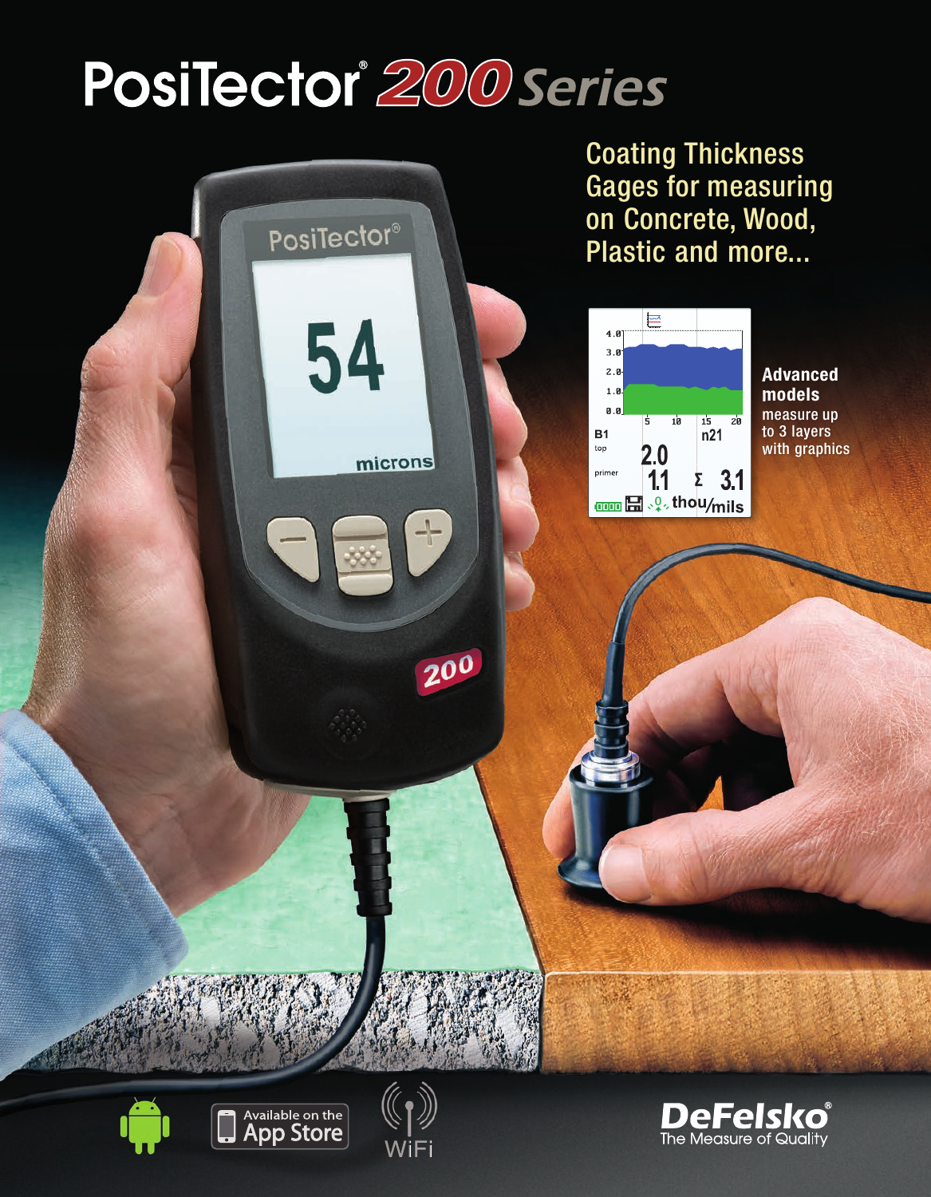# PosiTector® 200 Series

## Coating Thickness Gages for measuring on Concrete, Wood, Plastic and more...

**Advanced models** measure up to 3 layers with graphics

Available on the App Store

WiFi

**DeFelsko®**
The Measure of Quality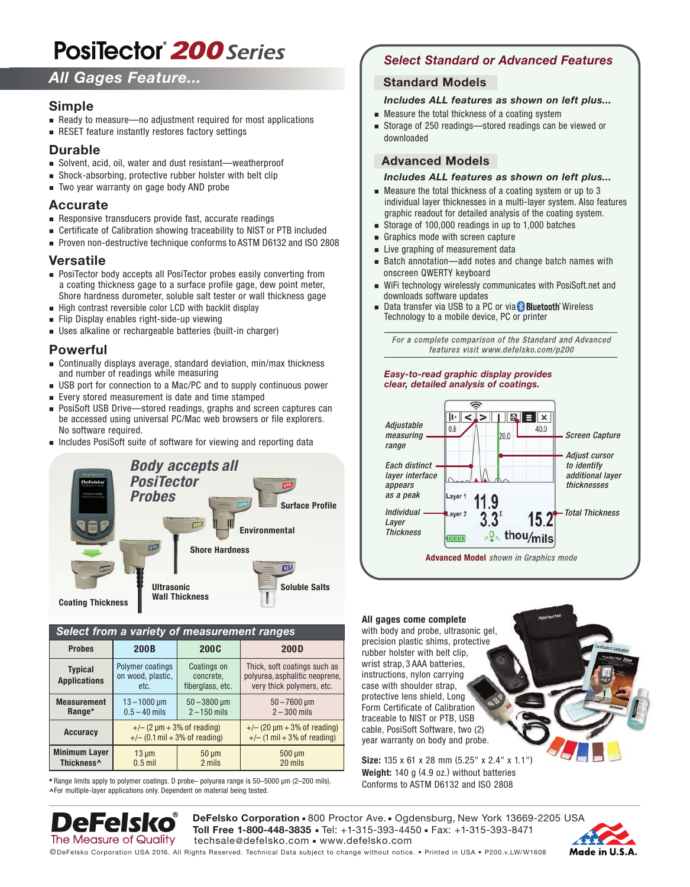# PosiTector® 200 Series

## All Gages Feature...

### Simple

- Ready to measure—no adjustment required for most applications
- RESET feature instantly restores factory settings

### Durable

- Solvent, acid, oil, water and dust resistant—weatherproof
- Shock-absorbing, protective rubber holster with belt clip
- Two year warranty on gage body AND probe

### Accurate

- Responsive transducers provide fast, accurate readings
- Certificate of Calibration showing traceability to NIST or PTB included
- Proven non-destructive technique conforms to ASTM D6132 and ISO 2808

### Versatile

- PosiTector body accepts all PosiTector probes easily converting from a coating thickness gage to a surface profile gage, dew point meter, Shore hardness durometer, soluble salt tester or wall thickness gage
- High contrast reversible color LCD with backlit display
- Flip Display enables right-side-up viewing
- Uses alkaline or rechargeable batteries (built-in charger)

### Powerful

- Continually displays average, standard deviation, min/max thickness and number of readings while measuring
- USB port for connection to a Mac/PC and to supply continuous power
- Every stored measurement is date and time stamped
- PosiSoft USB Drive—stored readings, graphs and screen captures can be accessed using universal PC/Mac web browsers or file explorers. No software required.
- Includes PosiSoft suite of software for viewing and reporting data

**Body accepts all PosiTector Probes**

Surface Profile
Environmental
Shore Hardness
Ultrasonic Wall Thickness
Soluble Salts
Coating Thickness

### Select from a variety of measurement ranges

| Probes | 200B | 200C | 200D |
|---|---|---|---|
| Typical Applications | Polymer coatings on wood, plastic, etc. | Coatings on concrete, fiberglass, etc. | Thick, soft coatings such as polyurea, asphalitic neoprene, very thick polymers, etc. |
| Measurement Range* | 13 – 1000 µm<br>0.5 – 40 mils | 50 – 3800 µm<br>2 – 150 mils | 50 – 7600 µm<br>2 – 300 mils |
| Accuracy | +/– (2 µm + 3% of reading)<br>+/– (0.1 mil + 3% of reading) | | +/– (20 µm + 3% of reading)<br>+/– (1 mil + 3% of reading) |
| Minimum Layer Thickness^ | 13 µm<br>0.5 mil | 50 µm<br>2 mils | 500 µm<br>20 mils |

\* Range limits apply to polymer coatings. D probe– polyurea range is 50–5000 µm (2–200 mils).
^For multiple-layer applications only. Dependent on material being tested.

## Select Standard or Advanced Features

### Standard Models

*Includes ALL features as shown on left plus...*

- Measure the total thickness of a coating system
- Storage of 250 readings—stored readings can be viewed or downloaded

### Advanced Models

*Includes ALL features as shown on left plus...*

- Measure the total thickness of a coating system or up to 3 individual layer thicknesses in a multi-layer system. Also features graphic readout for detailed analysis of the coating system.
- Storage of 100,000 readings in up to 1,000 batches
- Graphics mode with screen capture
- Live graphing of measurement data
- Batch annotation—add notes and change batch names with onscreen QWERTY keyboard
- WiFi technology wirelessly communicates with PosiSoft.net and downloads software updates
- Data transfer via USB to a PC or via Bluetooth® Wireless Technology to a mobile device, PC or printer

*For a complete comparison of the Standard and Advanced features visit www.defelsko.com/p200*

*Easy-to-read graphic display provides clear, detailed analysis of coatings.*

Adjustable measuring range
Each distinct layer interface appears as a peak
Individual Layer Thickness
Screen Capture
Adjust cursor to identify additional layer thicknesses
Total Thickness
0.8
20.0
40.0
Layer 1 11.9
Layer 2 3.3
15.2
thou/mils

**Advanced Model** *shown in Graphics mode*

**All gages come complete** with body and probe, ultrasonic gel, precision plastic shims, protective rubber holster with belt clip, wrist strap, 3 AAA batteries, instructions, nylon carrying case with shoulder strap, protective lens shield, Long Form Certificate of Calibration traceable to NIST or PTB, USB cable, PosiSoft Software, two (2) year warranty on body and probe.

**Size:** 135 x 61 x 28 mm (5.25" x 2.4" x 1.1")
**Weight:** 140 g (4.9 oz.) without batteries
Conforms to ASTM D6132 and ISO 2808

**DeFelsko** The Measure of Quality

**DeFelsko Corporation** ▪ 800 Proctor Ave. ▪ Ogdensburg, New York 13669-2205 USA
**Toll Free 1-800-448-3835** ▪ Tel: +1-315-393-4450 ▪ Fax: +1-315-393-8471
techsale@defelsko.com ▪ www.defelsko.com

©DeFelsko Corporation USA 2016. All Rights Reserved. Technical Data subject to change without notice. • Printed in USA • P200.v.LW/W1608

Made in U.S.A.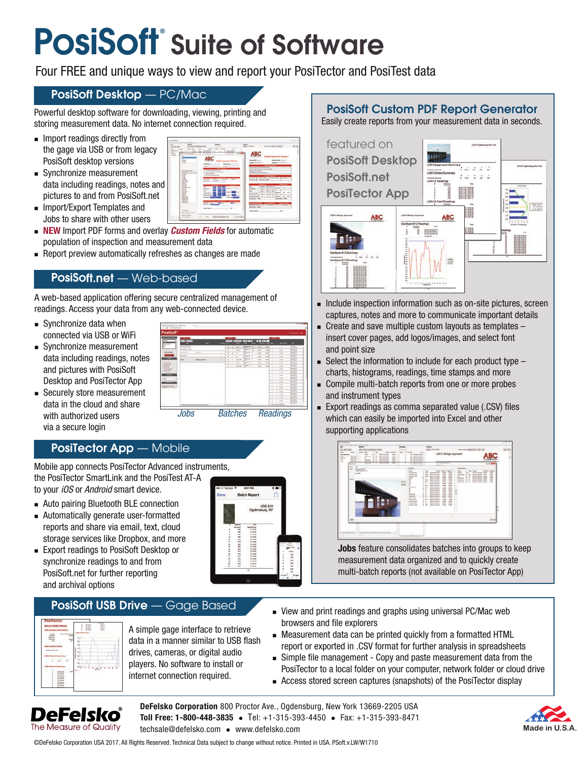# PosiSoft® Suite of Software

Four FREE and unique ways to view and report your PosiTector and PosiTest data

## PosiSoft Desktop — PC/Mac

Powerful desktop software for downloading, viewing, printing and storing measurement data. No internet connection required.

- Import readings directly from the gage via USB or from legacy PosiSoft desktop versions
- Synchronize measurement data including readings, notes and pictures to and from PosiSoft.net
- Import/Export Templates and Jobs to share with other users
- **NEW** Import PDF forms and overlay ***Custom Fields*** for automatic population of inspection and measurement data
- Report preview automatically refreshes as changes are made

## PosiSoft.net — Web-based

A web-based application offering secure centralized management of readings. Access your data from any web-connected device.

- Synchronize data when connected via USB or WiFi
- Synchronize measurement data including readings, notes and pictures with PosiSoft Desktop and PosiTector App
- Securely store measurement data in the cloud and share with authorized users via a secure login

*Jobs* *Batches* *Readings*

## PosiTector App — Mobile

Mobile app connects PosiTector Advanced instruments, the PosiTector SmartLink and the PosiTest AT-A to your *iOS* or *Android* smart device.

- Auto pairing Bluetooth BLE connection
- Automatically generate user-formatted reports and share via email, text, cloud storage services like Dropbox, and more
- Export readings to PosiSoft Desktop or synchronize readings to and from PosiSoft.net for further reporting and archival options

## PosiSoft Custom PDF Report Generator

Easily create reports from your measurement data in seconds.

featured on
PosiSoft Desktop
PosiSoft.net
PosiTector App

- Include inspection information such as on-site pictures, screen captures, notes and more to communicate important details
- Create and save multiple custom layouts as templates – insert cover pages, add logos/images, and select font and point size
- Select the information to include for each product type – charts, histograms, readings, time stamps and more
- Compile multi-batch reports from one or more probes and instrument types
- Export readings as comma separated value (.CSV) files which can easily be imported into Excel and other supporting applications

**Jobs** feature consolidates batches into groups to keep measurement data organized and to quickly create multi-batch reports (not available on PosiTector App)

## PosiSoft USB Drive — Gage Based

A simple gage interface to retrieve data in a manner similar to USB flash drives, cameras, or digital audio players. No software to install or internet connection required.

- View and print readings and graphs using universal PC/Mac web browsers and file explorers
- Measurement data can be printed quickly from a formatted HTML report or exported in .CSV format for further analysis in spreadsheets
- Simple file management - Copy and paste measurement data from the PosiTector to a local folder on your computer, network folder or cloud drive
- Access stored screen captures (snapshots) of the PosiTector display

DeFelsko® The Measure of Quality

**DeFelsko Corporation** 800 Proctor Ave., Ogdensburg, New York 13669-2205 USA
**Toll Free: 1-800-448-3835** • Tel: +1-315-393-4450 • Fax: +1-315-393-8471
techsale@defelsko.com • www.defelsko.com

Made in U.S.A.

©DeFelsko Corporation USA 2017. All Rights Reserved. Technical Data subject to change without notice. Printed in USA. PSoft.v.LW/W1710